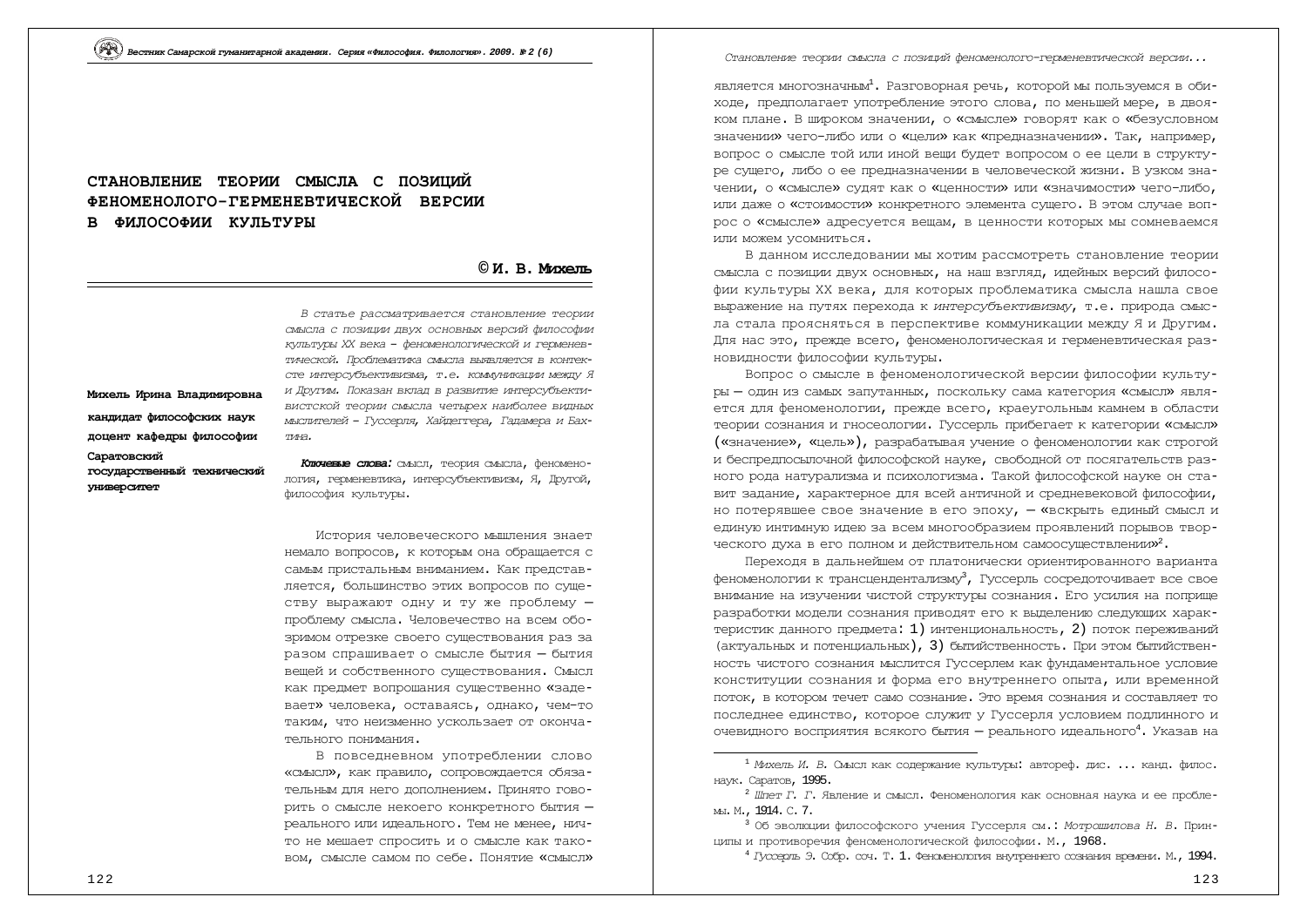# СТАНОВЛЕНИЕ ТЕОРИИ СМЫСЛА С ПОЗИЦИЙ ФЕНОМЕНОЛОГО-ГЕРМЕНЕВТИЧЕСКОЙ ВЕРСИИ В ФИЛОСОФИИ КУЛЬТУРЫ

**© И. В. Михель**

**Михель Ирина Владимировна**

**кандидат философских наук**

**доцент кафедры философии**

**Саратовский государственный технический университет**

*В статье рассматривается становление теории смысла с позиции двух основных версий философии культуры XX века – феноменологической и герменевтической. Проблематика смысла выявляется в контексте интерсубъективизма, т.е. коммуникации между Я и Другим. Показан вклад в развитие интерсубъективистской теории смысла четырех наиболее видных мыслителей – Гуссерля, Хайдеггера, Гадамера и Бахтина.*

***Ключевые слова:*** смысл, теория смысла, феноменология, герменевтика, интерсубъективизм, Я, Другой, философия культуры.

История человеческого мышления знает немало вопросов, к которым она обращается с самым пристальным вниманием. Как представляется, большинство этих вопросов по существу выражают одну и ту же проблему – проблему смысла. Человечество на всем обозримом отрезке своего существования раз за разом спрашивает о смысле бытия – бытия вещей и собственного существования. Смысл как предмет вопрошания существенно «задевает» человека, оставаясь, однако, чем-то таким, что неизменно ускользает от окончательного понимания.

В повседневном употреблении слово «смысл», как правило, сопровождается обязательным для него дополнением. Принято говорить о смысле некоего конкретного бытия – реального или идеального. Тем не менее, ничто не мешает спросить и о смысле как таковом, смысле самом по себе. Понятие «смысл» является многозначным[1]. Разговорная речь, которой мы пользуемся в обиходе, предполагает употребление этого слова, по меньшей мере, в двояком плане. В широком значении, о «смысле» говорят как о «безусловном значении» чего-либо или о «цели» как «предназначении». Так, например, вопрос о смысле той или иной вещи будет вопросом о ее цели в структуре сущего, либо о ее предназначении в человеческой жизни. В узком значении, о «смысле» судят как о «ценности» или «значимости» чего-либо, или даже о «стоимости» конкретного элемента сущего. В этом случае вопрос о «смысле» адресуется вещам, в ценности которых мы сомневаемся или можем усомниться.

В данном исследовании мы хотим рассмотреть становление теории смысла с позиции двух основных, на наш взгляд, идейных версий философии культуры XX века, для которых проблематика смысла нашла свое выражение на путях перехода к *интерсубъективизму*, т.е. природа смысла стала проясняться в перспективе коммуникации между Я и Другим. Для нас это, прежде всего, феноменологическая и герменевтическая разновидности философии культуры.

Вопрос о смысле в феноменологической версии философии культуры – один из самых запутанных, поскольку сама категория «смысл» является для феноменологии, прежде всего, краеугольным камнем в области теории сознания и гносеологии. Гуссерль прибегает к категории «смысл» («значение», «цель»), разрабатывая учение о феноменологии как строгой и беспредпосылочной философской науке, свободной от посягательств разного рода натурализма и психологизма. Такой философской науке он ставит задание, характерное для всей античной и средневековой философии, но потерявшее свое значение в его эпоху, – «вскрыть единый смысл и единую интимную идею за всем многообразием проявлений порывов творческого духа в его полном и действительном самоосуществлении»[2].

Переходя в дальнейшем от платонически ориентированного варианта феноменологии к трансцендентализму[3], Гуссерль сосредоточивает все свое внимание на изучении чистой структуры сознания. Его усилия на поприще разработки модели сознания приводят его к выделению следующих характеристик данного предмета: 1) интенциональность, 2) поток переживаний (актуальных и потенциальных), 3) бытийственность. При этом бытийственность чистого сознания мыслится Гуссерлем как фундаментальное условие конституции сознания и форма его внутреннего опыта, или временной поток, в котором течет само сознание. Это время сознания и составляет то последнее единство, которое служит у Гуссерля условием подлинного и очевидного восприятия всякого бытия – реального идеального[4]. Указав на

---

[1] *Михель И. В.* Смысл как содержание культуры: автореф. дис. ... канд. филос. наук. Саратов, 1995.

[2] *Шпет Г. Г.* Явление и смысл. Феноменология как основная наука и ее проблемы. М., 1914. С. 7.

[3] Об эволюции философского учения Гуссерля см.: *Мотрошилова Н. В.* Принципы и противоречия феноменологической философии. М., 1968.

[4] *Гуссерль Э.* Собр. соч. Т. 1. Феноменология внутреннего сознания времени. М., 1994.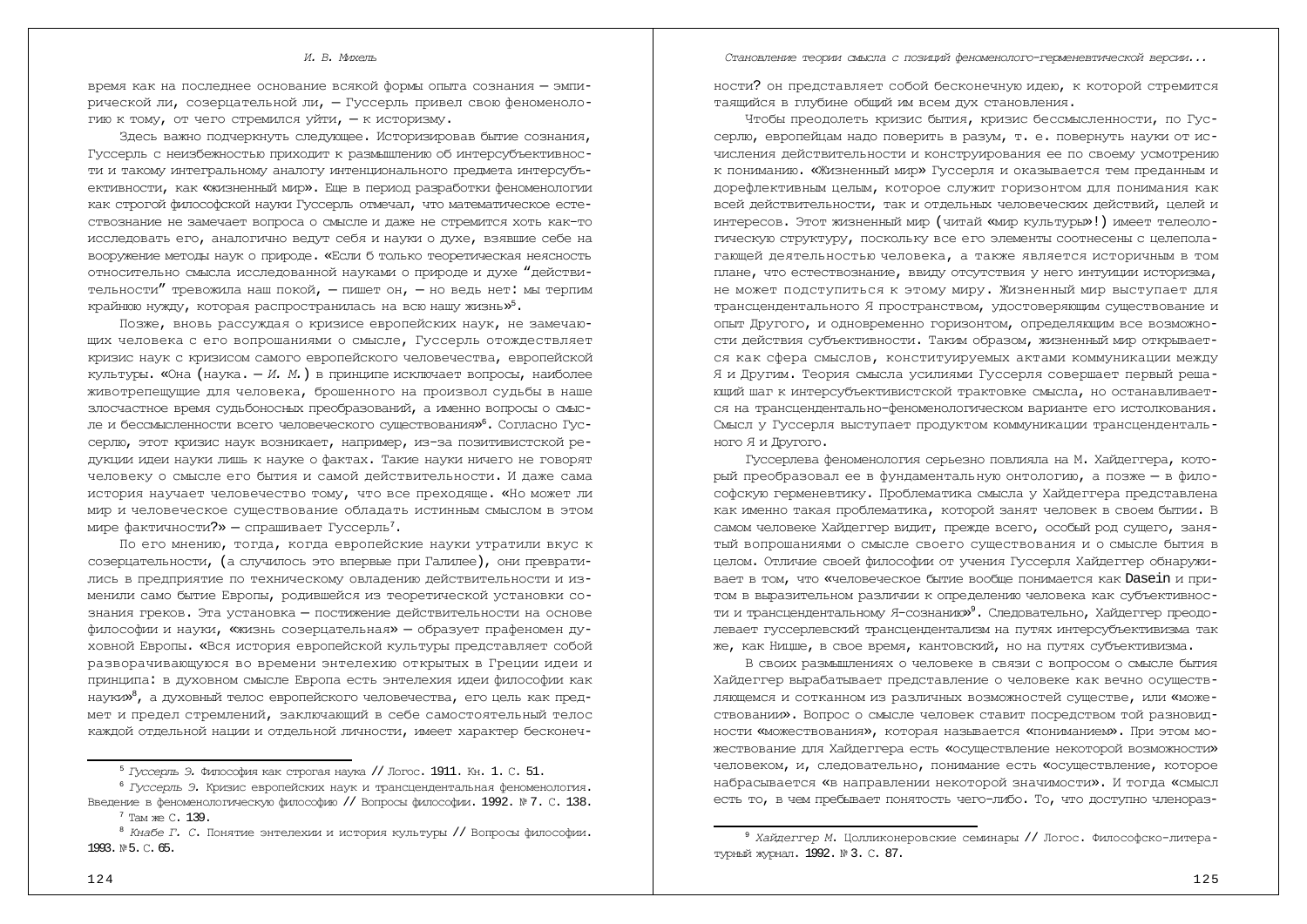время как на последнее основание всякой формы опыта сознания — эмпирической ли, созерцательной ли, — Гуссерль привел свою феноменологию к тому, от чего стремился уйти, — к историзму.

Здесь важно подчеркнуть следующее. Историзировав бытие сознания, Гуссерль с неизбежностью приходит к размышлению об интерсубъективности и такому интегральному аналогу интенционального предмета интерсубъективности, как «жизненный мир». Еще в период разработки феноменологии как строгой философской науки Гуссерль отмечал, что математическое естествознание не замечает вопроса о смысле и даже не стремится хоть как-то исследовать его, аналогично ведут себя и науки о духе, взявшие себе на вооружение методы наук о природе. «Если б только теоретическая неясность относительно смысла исследованной науками о природе и духе "действительности" тревожила наш покой, — пишет он, — но ведь нет: мы терпим крайнюю нужду, которая распространилась на всю нашу жизнь»[5].

Позже, вновь рассуждая о кризисе европейских наук, не замечающих человека с его вопрошаниями о смысле, Гуссерль отождествляет кризис наук с кризисом самого европейского человечества, европейской культуры. «Она (наука. — *И. М.*) в принципе исключает вопросы, наиболее животрепещущие для человека, брошенного на произвол судьбы в наше злосчастное время судьбоносных преобразований, а именно вопросы о смысле и бессмысленности всего человеческого существования»[6]. Согласно Гуссерлю, этот кризис наук возникает, например, из-за позитивистской редукции идеи науки лишь к науке о фактах. Такие науки ничего не говорят человеку о смысле его бытия и самой действительности. И даже сама история научает человечество тому, что все преходяще. «Но может ли мир и человеческое существование обладать истинным смыслом в этом мире фактичности?» — спрашивает Гуссерль[7].

По его мнению, тогда, когда европейские науки утратили вкус к созерцательности, (а случилось это впервые при Галилее), они превратились в предприятие по техническому овладению действительности и изменили само бытие Европы, родившейся из теоретической установки сознания греков. Эта установка — постижение действительности на основе философии и науки, «жизнь созерцательная» — образует прафеномен духовной Европы. «Вся история европейской культуры представляет собой разворачивающуюся во времени энтелехию открытых в Греции идеи и принципа: в духовном смысле Европа есть энтелехия идеи философии как науки»[8], а духовный телос европейского человечества, его цель как предмет и предел стремлений, заключающий в себе самостоятельный телос каждой отдельной нации и отдельной личности, имеет характер бесконечности? он представляет собой бесконечную идею, к которой стремится таящийся в глубине общий им всем дух становления.

Чтобы преодолеть кризис бытия, кризис бессмысленности, по Гуссерлю, европейцам надо поверить в разум, т. е. повернуть науки от исчисления действительности и конструирования ее по своему усмотрению к пониманию. «Жизненный мир» Гуссерля и оказывается тем преданным и дорефлективным целым, которое служит горизонтом для понимания как всей действительности, так и отдельных человеческих действий, целей и интересов. Этот жизненный мир (читай «мир культуры»!) имеет телеологическую структуру, поскольку все его элементы соотнесены с целеполагающей деятельностью человека, а также является историчным в том плане, что естествознание, ввиду отсутствия у него интуиции историзма, не может подступиться к этому миру. Жизненный мир выступает для трансцендентального Я пространством, удостоверяющим существование и опыт Другого, и одновременно горизонтом, определяющим все возможности действия субъективности. Таким образом, жизненный мир открывается как сфера смыслов, конституируемых актами коммуникации между Я и Другим. Теория смысла усилиями Гуссерля совершает первый решающий шаг к интерсубъективистской трактовке смысла, но останавливается на трансцендентально-феноменологическом варианте его истолкования. Смысл у Гуссерля выступает продуктом коммуникации трансцендентального Я и Другого.

Гуссерлева феноменология серьезно повлияла на М. Хайдеггера, который преобразовал ее в фундаментальную онтологию, а позже — в философскую герменевтику. Проблематика смысла у Хайдеггера представлена как именно такая проблематика, которой занят человек в своем бытии. В самом человеке Хайдеггер видит, прежде всего, особый род сущего, занятый вопрошаниями о смысле своего существования и о смысле бытия в целом. Отличие своей философии от учения Гуссерля Хайдеггер обнаруживает в том, что «человеческое бытие вообще понимается как Dasein и притом в выразительном различии к определению человека как субъективности и трансцендентальному Я-сознанию»[9]. Следовательно, Хайдеггер преодолевает гуссерлевский трансцендентализм на путях интерсубъективизма так же, как Ницше, в свое время, кантовский, но на путях субъективизма.

В своих размышлениях о человеке в связи с вопросом о смысле бытия Хайдеггер вырабатывает представление о человеке как вечно осуществляющемся и сотканном из различных возможностей существе, или «можествовании». Вопрос о смысле человек ставит посредством той разновидности «можествования», которая называется «пониманием». При этом можествование для Хайдеггера есть «осуществление некоторой возможности» человеком, и, следовательно, понимание есть «осуществление, которое набрасывается "в направлении некоторой значимости"». И тогда «смысл есть то, в чем пребывает понятость чего-либо. То, что доступно членораз-

---

[5] *Гуссерль Э.* Философия как строгая наука // Логос. 1911. Кн. 1. С. 51.

[6] *Гуссерль Э.* Кризис европейских наук и трансцендентальная феноменология. Введение в феноменологическую философию // Вопросы философии. 1992. № 7. С. 138.

[7] Там же С. 139.

[8] *Кнабе Г. С.* Понятие энтелехии и история культуры // Вопросы философии. 1993. № 5. С. 65.

[9] *Хайдеггер М.* Цолликонеровские семинары // Логос. Философско-литературный журнал. 1992. № 3. С. 87.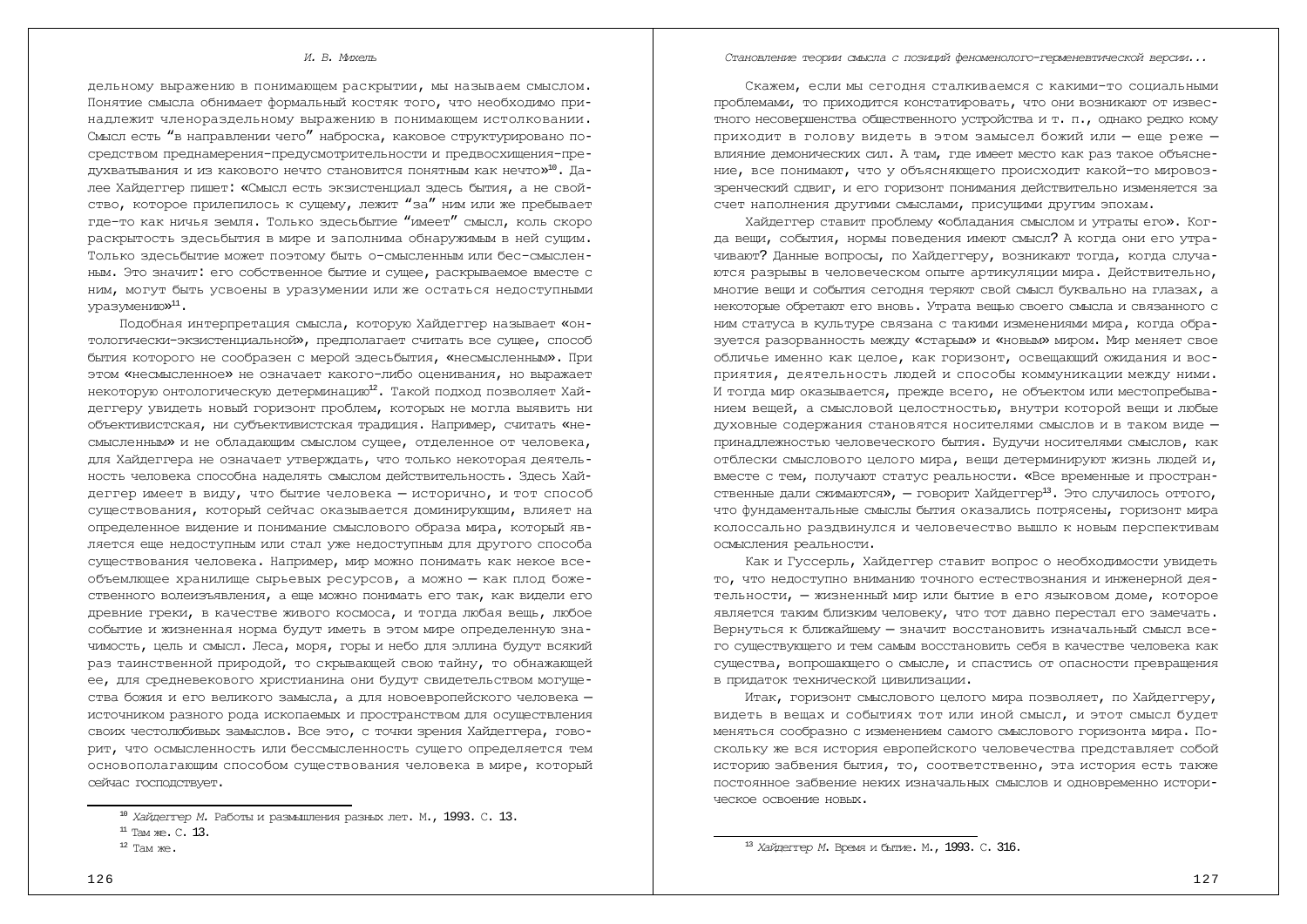дельному выражению в понимающем раскрытии, мы называем смыслом. Понятие смысла обнимает формальный костяк того, что необходимо принадлежит членораздельному выражению в понимающем истолковании. Смысл есть "в направлении чего" наброска, каковое структурировано посредством преднамерения-предусмотрительности и предвосхищения-предухватывания и из какового нечто становится понятным как нечто»[10]. Далее Хайдеггер пишет: «Смысл есть экзистенциал здесь бытия, а не свойство, которое прилепилось к сущему, лежит "за" ним или же пребывает где-то как ничья земля. Только здесьбытие "имеет" смысл, коль скоро раскрытость здесьбытия в мире и заполнима обнаружимым в ней сущим. Только здесьбытие может поэтому быть о-смысленным или бес-смысленным. Это значит: его собственное бытие и сущее, раскрываемое вместе с ним, могут быть усвоены в уразумении или же остаться недоступными уразумению»[11].

Подобная интерпретация смысла, которую Хайдеггер называет «онтологически-экзистенциальной», предполагает считать все сущее, способ бытия которого не сообразен с мерой здесьбытия, «несмысленным». При этом «несмысленное» не означает какого-либо оценивания, но выражает некоторую онтологическую детерминацию[12]. Такой подход позволяет Хайдеггеру увидеть новый горизонт проблем, которых не могла выявить ни объективистская, ни субъективистская традиция. Например, считать «несмысленным» и не обладающим смыслом сущее, отделенное от человека, для Хайдеггера не означает утверждать, что только некоторая деятельность человека способна наделять смыслом действительность. Здесь Хайдеггер имеет в виду, что бытие человека — историчнo, и тот способ существования, который сейчас оказывается доминирующим, влияет на определенное видение и понимание смыслового образа мира, который является еще недоступным или стал уже недоступным для другого способа существования человека. Например, мир можно понимать как некое всеобъемлющее хранилище сырьевых ресурсов, а можно — как плод божественного волеизъявления, а еще можно понимать его так, как видели его древние греки, в качестве живого космоса, и тогда любая вещь, любое событие и жизненная норма будут иметь в этом мире определенную значимость, цель и смысл. Леса, моря, горы и небо для эллина будут всякий раз таинственной природой, то скрывающей свою тайну, то обнажающей ее, для средневекового христианина они будут свидетельством могущества божия и его великого замысла, а для новоевропейского человека — источником разного рода ископаемых и пространством для осуществления своих честолюбивых замыслов. Все это, с точки зрения Хайдеггера, говорит, что осмысленность или бессмысленность сущего определяется тем основополагающим способом существования человека в мире, который сейчас господствует.

Скажем, если мы сегодня сталкиваемся с какими-то социальными проблемами, то приходится констатировать, что они возникают от известного несовершенства общественного устройства и т. п., однако редко кому приходит в голову видеть в этом замысел божий или — еще реже — влияние демонических сил. А там, где имеет место как раз такое объяснение, все понимают, что у объясняющего происходит какой-то мировоззренческий сдвиг, и его горизонт понимания действительно изменяется за счет наполнения другими смыслами, присущими другим эпохам.

Хайдеггер ставит проблему «обладания смыслом и утраты его». Когда вещи, события, нормы поведения имеют смысл? А когда они его утрачивают? Данные вопросы, по Хайдеггеру, возникают тогда, когда случаются разрывы в человеческом опыте артикуляции мира. Действительно, многие вещи и события сегодня теряют свой смысл буквально на глазах, а некоторые обретают его вновь. Утрата вещью своего смысла и связанного с ним статуса в культуре связана с такими изменениями мира, когда образуется разорванность между «старым» и «новым» миром. Мир меняет свое обличье именно как целое, как горизонт, освещающий ожидания и восприятия, деятельность людей и способы коммуникации между ними. И тогда мир оказывается, прежде всего, не объектом или местопребыванием вещей, а смысловой целостностью, внутри которой вещи и любые духовные содержания становятся носителями смыслов и в таком виде — принадлежностью человеческого бытия. Будучи носителями смыслов, как отблески смыслового целого мира, вещи детерминируют жизнь людей и, вместе с тем, получают статус реальности. «Все временные и пространственные дали сжимаются», — говорит Хайдеггер[13]. Это случилось оттого, что фундаментальные смыслы бытия оказались потрясены, горизонт мира колоссально раздвинулся и человечество вышло к новым перспективам осмысления реальности.

Как и Гуссерль, Хайдеггер ставит вопрос о необходимости увидеть то, что недоступно вниманию точного естествознания и инженерной деятельности, — жизненный мир или бытие в его языковом доме, которое является таким близким человеку, что тот давно перестал его замечать. Вернуться к ближайшему — значит восстановить изначальный смысл всего существующего и тем самым восстановить себя в качестве человека как существа, вопрошающего о смысле, и спастись от опасности превращения в придаток технической цивилизации.

Итак, горизонт смыслового целого мира позволяет, по Хайдеггеру, видеть в вещах и событиях тот или иной смысл, и этот смысл будет меняться сообразно с изменением самого смыслового горизонта мира. Поскольку же вся история европейского человечества представляет собой историю забвения бытия, то, соответственно, эта история есть также постоянное забвение неких изначальных смыслов и одновременно историческое освоение новых.

---

[10] *Хайдеггер М.* Работы и размышления разных лет. М., 1993. С. 13.

[11] Там же. С. 13.

[12] Там же.

[13] *Хайдеггер М.* Время и бытие. М., 1993. С. 316.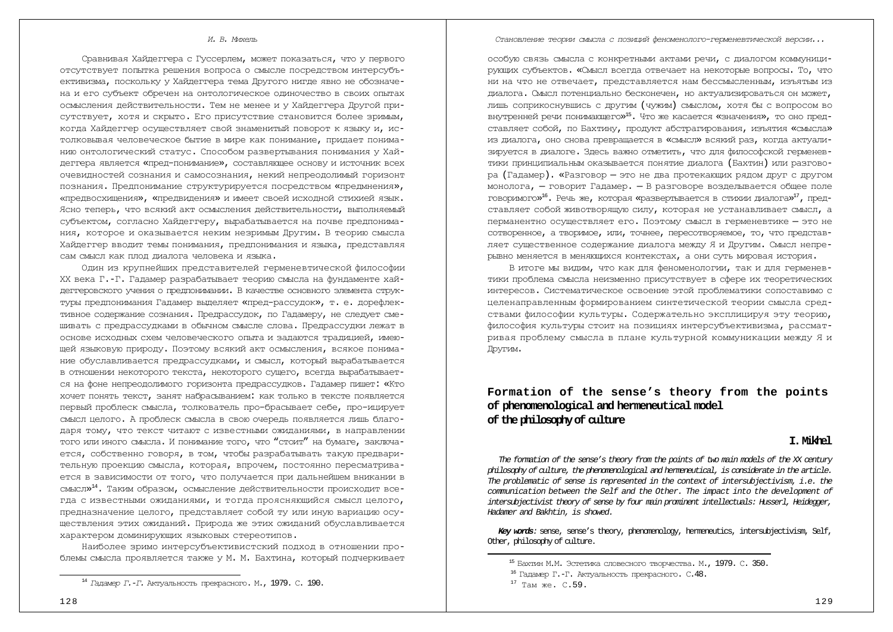Сравнивая Хайдеггера с Гуссерлем, может показаться, что у первого отсутствует попытка решения вопроса о смысле посредством интерсубъективизма, поскольку у Хайдеггера тема Другого нигде явно не обозначена и его субъект обречен на онтологическое одиночество в своих опытах осмысления действительности. Тем не менее и у Хайдеггера Другой присутствует, хотя и скрыто. Его присутствие становится более зримым, когда Хайдеггер осуществляет свой знаменитый поворот к языку и, истолковывая человеческое бытие в мире как понимание, придает пониманию онтологический статус. Способом развертывания понимания у Хайдеггера является «пред-понимание», составляющее основу и источник всех очевидностей сознания и самосознания, некий непреодолимый горизонт познания. Предпонимание структурируется посредством «предмнения», «предвосхищения», «предвидения» и имеет своей исходной стихией язык. Ясно теперь, что всякий акт осмысления действительности, выполняемый субъектом, согласно Хайдеггеру, вырабатывается на почве предпонимания, которое и оказывается неким незримым Другим. В теорию смысла Хайдеггер вводит темы понимания, предпонимания и языка, представляя сам смысл как плод диалога человека и языка.

Один из крупнейших представителей герменевтической философии XX века Г.-Г. Гадамер разрабатывает теорию смысла на фундаменте хайдеггеровского учения о предпонимании. В качестве основного элемента структуры предпонимания Гадамер выделяет «пред-рассудок», т. е. дорефлективное содержание сознания. Предрассудок, по Гадамеру, не следует смешивать с предрассудками в обычном смысле слова. Предрассудки лежат в основе исходных схем человеческого опыта и задаются традицией, имеющей языковую природу. Поэтому всякий акт осмысления, всякое понимание обуславливается предрассудками, и смысл, который вырабатывается в отношении некоторого текста, некоторого сущего, всегда вырабатывается на фоне непреодолимого горизонта предрассудков. Гадамер пишет: «Кто хочет понять текст, занят набрасыванием: как только в тексте появляется первый проблеск смысла, толкователь про-брасывает себе, про-ицирует смысл целого. А проблеск смысла в свою очередь появляется лишь благодаря тому, что текст читают с известными ожиданиями, в направлении того или иного смысла. И понимание того, что "стоит" на бумаге, заключается, собственно говоря, в том, чтобы разрабатывать такую предварительную проекцию смысла, которая, впрочем, постоянно пересматривается в зависимости от того, что получается при дальнейшем вникании в смысл»[14]. Таким образом, осмысление действительности происходит всегда с известными ожиданиями, и тогда проясняющийся смысл целого, предназначение целого, представляет собой ту или иную вариацию осуществления этих ожиданий. Природа же этих ожиданий обуславливается характером доминирующих языковых стереотипов.

Наиболее зримо интерсубъективистский подход в отношении проблемы смысла проявляется также у М. М. Бахтина, который подчеркивает особую связь смысла с конкретными актами речи, с диалогом коммуницирующих субъектов. «Смысл всегда отвечает на некоторые вопросы. То, что ни на что не отвечает, представляется нам бессмысленным, изъятым из диалога. Смысл потенциально бесконечен, но актуализироваться он может, лишь соприкоснувшись с другим (чужим) смыслом, хотя бы с вопросом во внутренней речи понимающего»[15]. Что же касается «значения», то оно представляет собой, по Бахтину, продукт абстрагирования, изъятия «смысла» из диалога, оно снова превращается в «смысл» всякий раз, когда актуализируется в диалоге. Здесь важно отметить, что для философской герменевтики принципиальным оказывается понятие диалога (Бахтин) или разговора (Гадамер). «Разговор — это не два протекающих рядом друг с другом монолога, — говорит Гадамер. — В разговоре возделывается общее поле говоримого»[16]. Речь же, которая «развертывается в стихии диалога»[17], представляет собой животворящую силу, которая не устанавливает смысл, а перманентно осуществляет его. Поэтому смысл в герменевтике — это не сотворенное, а творимое, или, точнее, пересотворяемое, то, что представляет существенное содержание диалога между Я и Другим. Смысл непрерывно меняется в меняющихся контекстах, а они суть мировая история.

В итоге мы видим, что как для феноменологии, так и для герменевтики проблема смысла неизменно присутствует в сфере их теоретических интересов. Систематическое освоение этой проблематики сопоставимо с целенаправленным формированием синтетической теории смысла средствами философии культуры. Содержательно эксплицируя эту теорию, философия культуры стоит на позициях интерсубъективизма, рассматривая проблему смысла в плане культурной коммуникации между Я и Другим.

## Formation of the sense's theory from the points of phenomenological and hermeneutical model of the philosophy of culture

**I. Mikhel**

*The formation of the sense's theory from the points of two main models of the XX century philosophy of culture, the phenomenological and hermeneutical, is considerate in the article. The problematic of sense is represented in the context of intersubjectivism, i.e. the communication between the Self and the Other. The impact into the development of intersubjectivist theory of sense by four main prominent intellectuals: Husserl, Heidegger, Hadamer and Bakhtin, is showed.*

***Key words:*** sense, sense's theory, phenomenology, hermeneutics, intersubjectivism, Self, Other, philosophy of culture.

---

[14] *Гадамер Г.-Г.* Актуальность прекрасного. М., 1979. С. 190.

[15] Бахтин М.М. Эстетика словесного творчества. М., 1979. С. 350.

[16] Гадамер Г.-Г. Актуальность прекрасного. С.48.

[17] Там же. С.59.